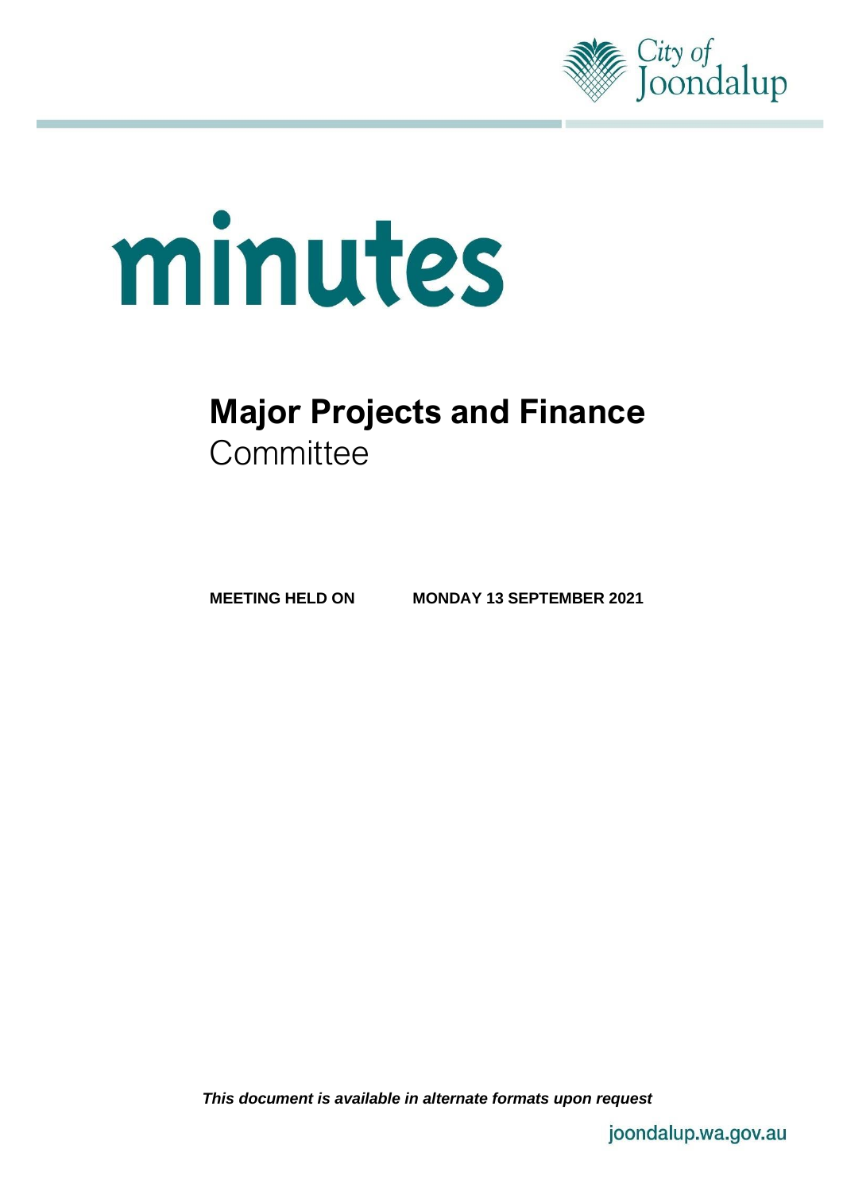City of Joondalup

# minutes

## Major Projects and Finance Committee

**MEETING HELD ON** **MONDAY 13 SEPTEMBER 2021**

***This document is available in alternate formats upon request***

joondalup.wa.gov.au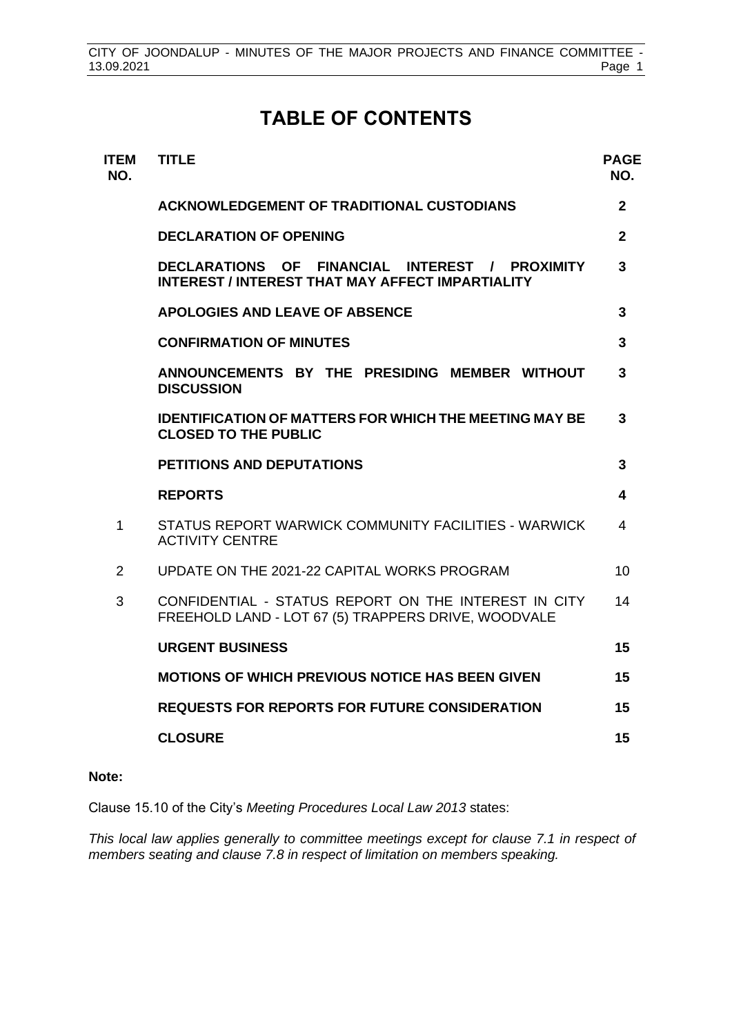# TABLE OF CONTENTS

| ITEM NO. | TITLE | PAGE NO. |
|---|---|---|
| | **ACKNOWLEDGEMENT OF TRADITIONAL CUSTODIANS** | **2** |
| | **DECLARATION OF OPENING** | **2** |
| | **DECLARATIONS OF FINANCIAL INTEREST / PROXIMITY INTEREST / INTEREST THAT MAY AFFECT IMPARTIALITY** | **3** |
| | **APOLOGIES AND LEAVE OF ABSENCE** | **3** |
| | **CONFIRMATION OF MINUTES** | **3** |
| | **ANNOUNCEMENTS BY THE PRESIDING MEMBER WITHOUT DISCUSSION** | **3** |
| | **IDENTIFICATION OF MATTERS FOR WHICH THE MEETING MAY BE CLOSED TO THE PUBLIC** | **3** |
| | **PETITIONS AND DEPUTATIONS** | **3** |
| | **REPORTS** | **4** |
| 1 | STATUS REPORT WARWICK COMMUNITY FACILITIES - WARWICK ACTIVITY CENTRE | 4 |
| 2 | UPDATE ON THE 2021-22 CAPITAL WORKS PROGRAM | 10 |
| 3 | CONFIDENTIAL - STATUS REPORT ON THE INTEREST IN CITY FREEHOLD LAND - LOT 67 (5) TRAPPERS DRIVE, WOODVALE | 14 |
| | **URGENT BUSINESS** | **15** |
| | **MOTIONS OF WHICH PREVIOUS NOTICE HAS BEEN GIVEN** | **15** |
| | **REQUESTS FOR REPORTS FOR FUTURE CONSIDERATION** | **15** |
| | **CLOSURE** | **15** |

**Note:**

Clause 15.10 of the City's *Meeting Procedures Local Law 2013* states:

*This local law applies generally to committee meetings except for clause 7.1 in respect of members seating and clause 7.8 in respect of limitation on members speaking.*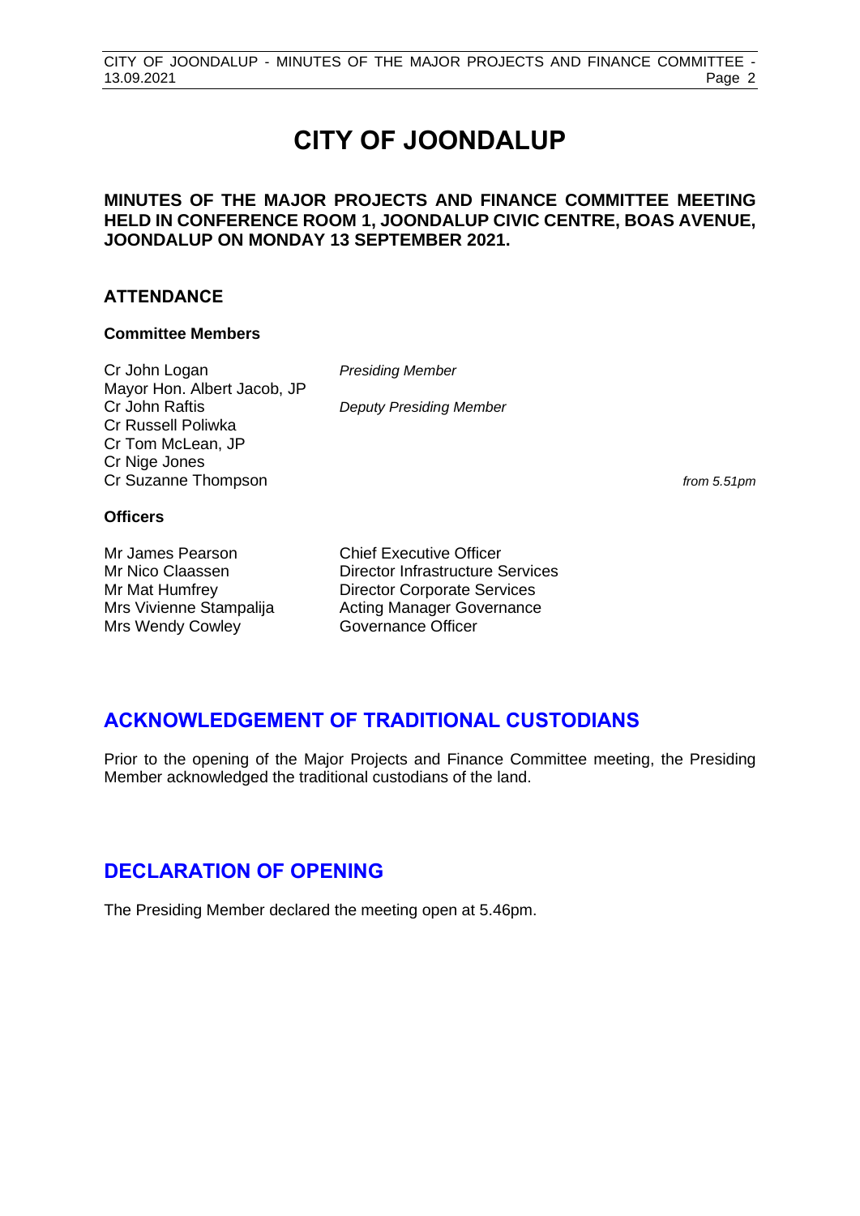# CITY OF JOONDALUP

**MINUTES OF THE MAJOR PROJECTS AND FINANCE COMMITTEE MEETING HELD IN CONFERENCE ROOM 1, JOONDALUP CIVIC CENTRE, BOAS AVENUE, JOONDALUP ON MONDAY 13 SEPTEMBER 2021.**

## ATTENDANCE

### Committee Members

| | | |
|---|---|---|
| Cr John Logan | *Presiding Member* | |
| Mayor Hon. Albert Jacob, JP | | |
| Cr John Raftis | *Deputy Presiding Member* | |
| Cr Russell Poliwka | | |
| Cr Tom McLean, JP | | |
| Cr Nige Jones | | |
| Cr Suzanne Thompson | | *from 5.51pm* |

### Officers

| | |
|---|---|
| Mr James Pearson | Chief Executive Officer |
| Mr Nico Claassen | Director Infrastructure Services |
| Mr Mat Humfrey | Director Corporate Services |
| Mrs Vivienne Stampalija | Acting Manager Governance |
| Mrs Wendy Cowley | Governance Officer |

## ACKNOWLEDGEMENT OF TRADITIONAL CUSTODIANS

Prior to the opening of the Major Projects and Finance Committee meeting, the Presiding Member acknowledged the traditional custodians of the land.

## DECLARATION OF OPENING

The Presiding Member declared the meeting open at 5.46pm.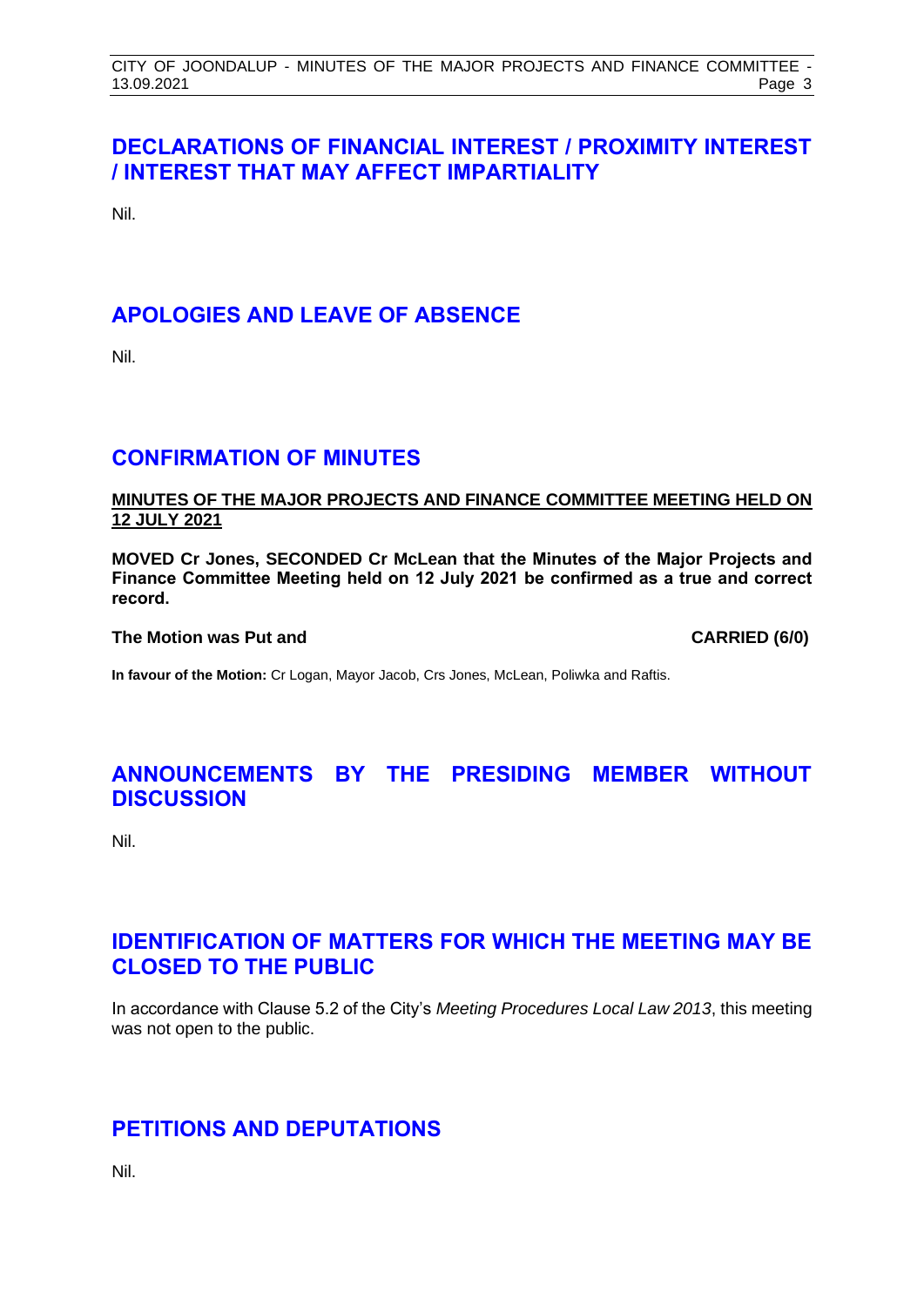## DECLARATIONS OF FINANCIAL INTEREST / PROXIMITY INTEREST / INTEREST THAT MAY AFFECT IMPARTIALITY

Nil.

## APOLOGIES AND LEAVE OF ABSENCE

Nil.

## CONFIRMATION OF MINUTES

**MINUTES OF THE MAJOR PROJECTS AND FINANCE COMMITTEE MEETING HELD ON 12 JULY 2021**

**MOVED Cr Jones, SECONDED Cr McLean that the Minutes of the Major Projects and Finance Committee Meeting held on 12 July 2021 be confirmed as a true and correct record.**

**The Motion was Put and CARRIED (6/0)**

**In favour of the Motion:** Cr Logan, Mayor Jacob, Crs Jones, McLean, Poliwka and Raftis.

## ANNOUNCEMENTS BY THE PRESIDING MEMBER WITHOUT DISCUSSION

Nil.

## IDENTIFICATION OF MATTERS FOR WHICH THE MEETING MAY BE CLOSED TO THE PUBLIC

In accordance with Clause 5.2 of the City's *Meeting Procedures Local Law 2013*, this meeting was not open to the public.

## PETITIONS AND DEPUTATIONS

Nil.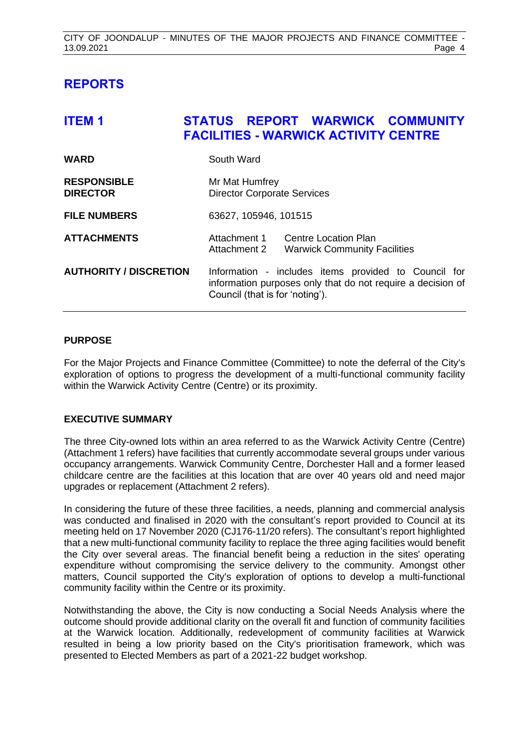# REPORTS

## ITEM 1 STATUS REPORT WARWICK COMMUNITY FACILITIES - WARWICK ACTIVITY CENTRE

| | |
|---|---|
| **WARD** | South Ward |
| **RESPONSIBLE DIRECTOR** | Mr Mat Humfrey<br>Director Corporate Services |
| **FILE NUMBERS** | 63627, 105946, 101515 |
| **ATTACHMENTS** | Attachment 1 Centre Location Plan<br>Attachment 2 Warwick Community Facilities |
| **AUTHORITY / DISCRETION** | Information - includes items provided to Council for information purposes only that do not require a decision of Council (that is for 'noting'). |

### PURPOSE

For the Major Projects and Finance Committee (Committee) to note the deferral of the City's exploration of options to progress the development of a multi-functional community facility within the Warwick Activity Centre (Centre) or its proximity.

### EXECUTIVE SUMMARY

The three City-owned lots within an area referred to as the Warwick Activity Centre (Centre) (Attachment 1 refers) have facilities that currently accommodate several groups under various occupancy arrangements. Warwick Community Centre, Dorchester Hall and a former leased childcare centre are the facilities at this location that are over 40 years old and need major upgrades or replacement (Attachment 2 refers).

In considering the future of these three facilities, a needs, planning and commercial analysis was conducted and finalised in 2020 with the consultant's report provided to Council at its meeting held on 17 November 2020 (CJ176-11/20 refers). The consultant's report highlighted that a new multi-functional community facility to replace the three aging facilities would benefit the City over several areas. The financial benefit being a reduction in the sites' operating expenditure without compromising the service delivery to the community. Amongst other matters, Council supported the City's exploration of options to develop a multi-functional community facility within the Centre or its proximity.

Notwithstanding the above, the City is now conducting a Social Needs Analysis where the outcome should provide additional clarity on the overall fit and function of community facilities at the Warwick location. Additionally, redevelopment of community facilities at Warwick resulted in being a low priority based on the City's prioritisation framework, which was presented to Elected Members as part of a 2021-22 budget workshop.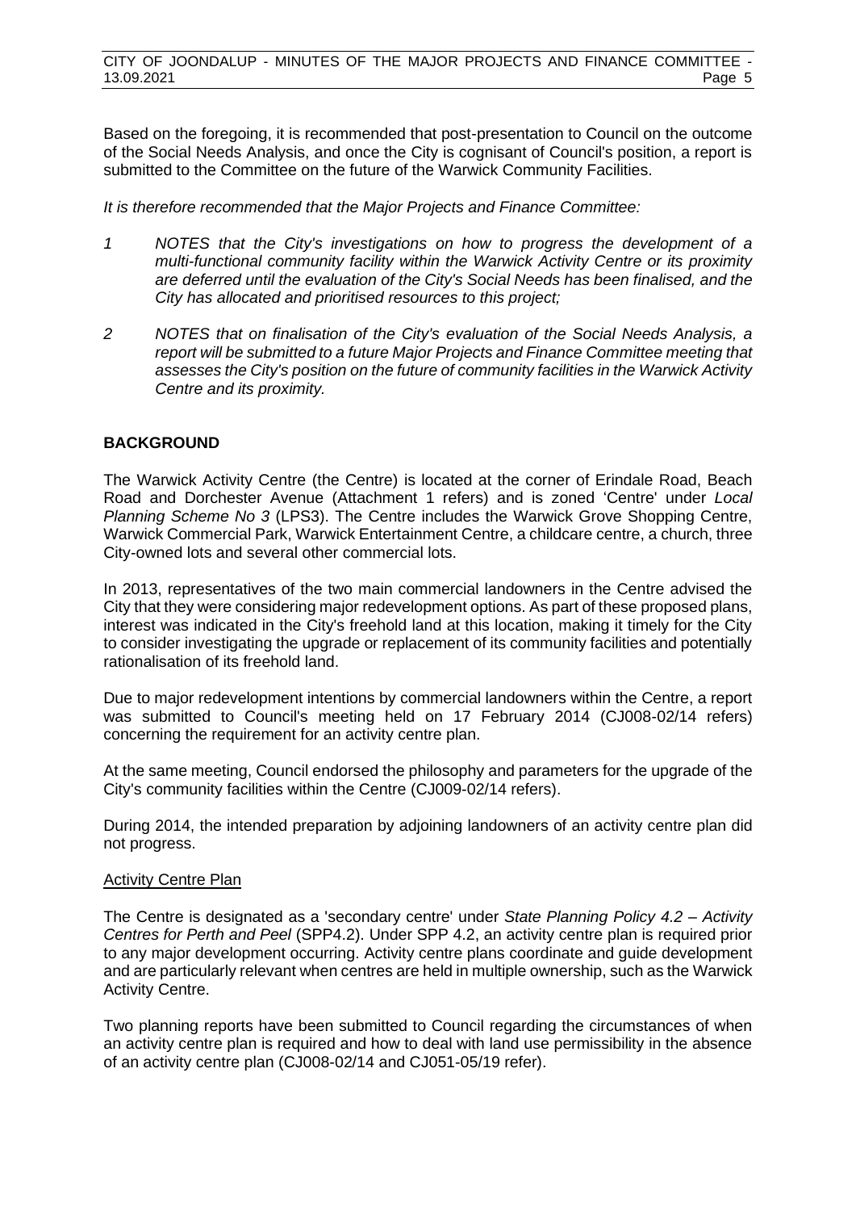Based on the foregoing, it is recommended that post-presentation to Council on the outcome of the Social Needs Analysis, and once the City is cognisant of Council's position, a report is submitted to the Committee on the future of the Warwick Community Facilities.

*It is therefore recommended that the Major Projects and Finance Committee:*

*1 NOTES that the City's investigations on how to progress the development of a multi-functional community facility within the Warwick Activity Centre or its proximity are deferred until the evaluation of the City's Social Needs has been finalised, and the City has allocated and prioritised resources to this project;*

*2 NOTES that on finalisation of the City's evaluation of the Social Needs Analysis, a report will be submitted to a future Major Projects and Finance Committee meeting that assesses the City's position on the future of community facilities in the Warwick Activity Centre and its proximity.*

## BACKGROUND

The Warwick Activity Centre (the Centre) is located at the corner of Erindale Road, Beach Road and Dorchester Avenue (Attachment 1 refers) and is zoned 'Centre' under *Local Planning Scheme No 3* (LPS3). The Centre includes the Warwick Grove Shopping Centre, Warwick Commercial Park, Warwick Entertainment Centre, a childcare centre, a church, three City-owned lots and several other commercial lots.

In 2013, representatives of the two main commercial landowners in the Centre advised the City that they were considering major redevelopment options. As part of these proposed plans, interest was indicated in the City's freehold land at this location, making it timely for the City to consider investigating the upgrade or replacement of its community facilities and potentially rationalisation of its freehold land.

Due to major redevelopment intentions by commercial landowners within the Centre, a report was submitted to Council's meeting held on 17 February 2014 (CJ008-02/14 refers) concerning the requirement for an activity centre plan.

At the same meeting, Council endorsed the philosophy and parameters for the upgrade of the City's community facilities within the Centre (CJ009-02/14 refers).

During 2014, the intended preparation by adjoining landowners of an activity centre plan did not progress.

### Activity Centre Plan

The Centre is designated as a 'secondary centre' under *State Planning Policy 4.2 – Activity Centres for Perth and Peel* (SPP4.2). Under SPP 4.2, an activity centre plan is required prior to any major development occurring. Activity centre plans coordinate and guide development and are particularly relevant when centres are held in multiple ownership, such as the Warwick Activity Centre.

Two planning reports have been submitted to Council regarding the circumstances of when an activity centre plan is required and how to deal with land use permissibility in the absence of an activity centre plan (CJ008-02/14 and CJ051-05/19 refer).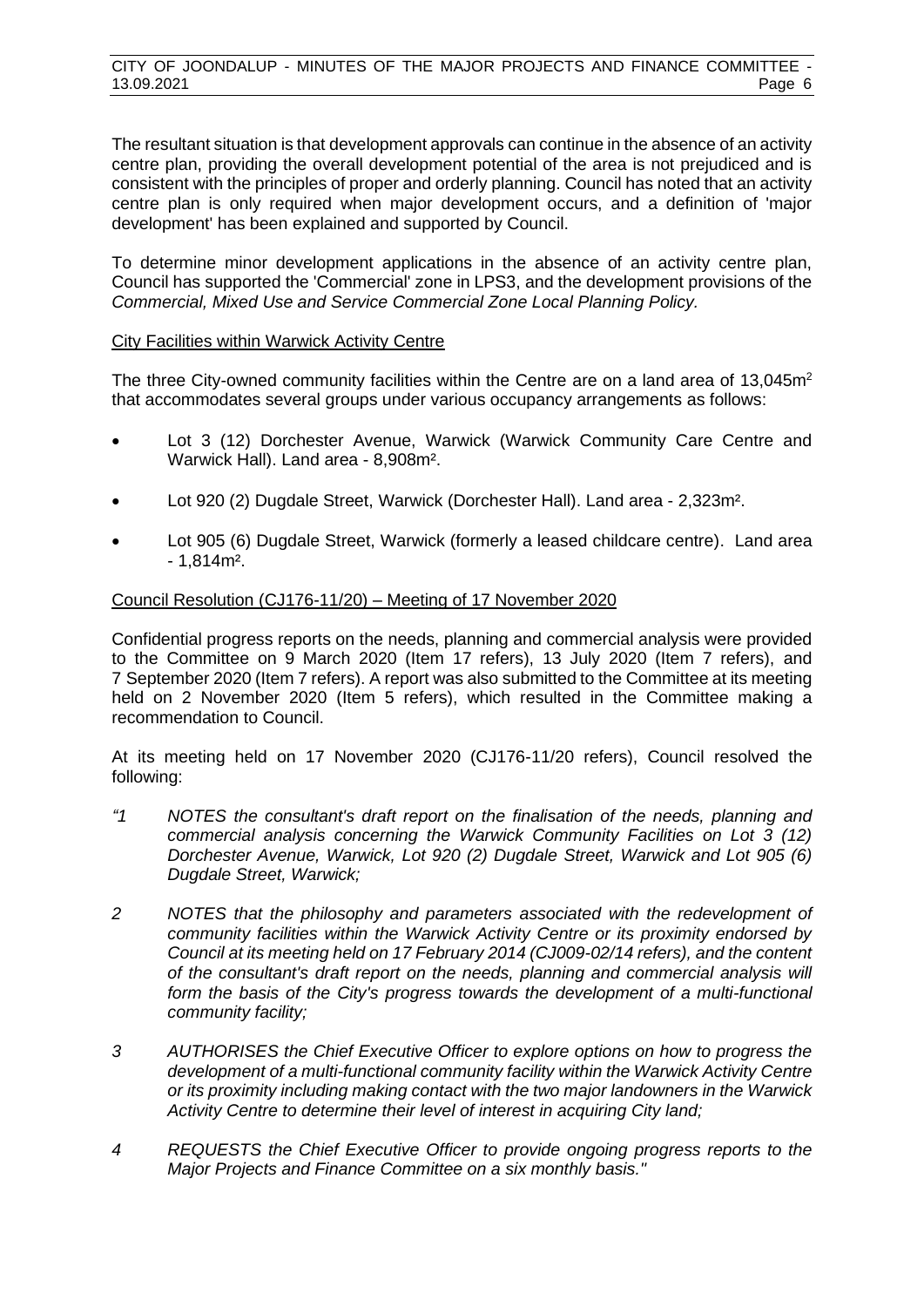The resultant situation is that development approvals can continue in the absence of an activity centre plan, providing the overall development potential of the area is not prejudiced and is consistent with the principles of proper and orderly planning. Council has noted that an activity centre plan is only required when major development occurs, and a definition of 'major development' has been explained and supported by Council.

To determine minor development applications in the absence of an activity centre plan, Council has supported the 'Commercial' zone in LPS3, and the development provisions of the *Commercial, Mixed Use and Service Commercial Zone Local Planning Policy.*

<u>City Facilities within Warwick Activity Centre</u>

The three City-owned community facilities within the Centre are on a land area of 13,045m² that accommodates several groups under various occupancy arrangements as follows:

- Lot 3 (12) Dorchester Avenue, Warwick (Warwick Community Care Centre and Warwick Hall). Land area - 8,908m².
- Lot 920 (2) Dugdale Street, Warwick (Dorchester Hall). Land area - 2,323m².
- Lot 905 (6) Dugdale Street, Warwick (formerly a leased childcare centre). Land area - 1,814m².

<u>Council Resolution (CJ176-11/20) – Meeting of 17 November 2020</u>

Confidential progress reports on the needs, planning and commercial analysis were provided to the Committee on 9 March 2020 (Item 17 refers), 13 July 2020 (Item 7 refers), and 7 September 2020 (Item 7 refers). A report was also submitted to the Committee at its meeting held on 2 November 2020 (Item 5 refers), which resulted in the Committee making a recommendation to Council.

At its meeting held on 17 November 2020 (CJ176-11/20 refers), Council resolved the following:

*"1 NOTES the consultant's draft report on the finalisation of the needs, planning and commercial analysis concerning the Warwick Community Facilities on Lot 3 (12) Dorchester Avenue, Warwick, Lot 920 (2) Dugdale Street, Warwick and Lot 905 (6) Dugdale Street, Warwick;*

*2 NOTES that the philosophy and parameters associated with the redevelopment of community facilities within the Warwick Activity Centre or its proximity endorsed by Council at its meeting held on 17 February 2014 (CJ009-02/14 refers), and the content of the consultant's draft report on the needs, planning and commercial analysis will form the basis of the City's progress towards the development of a multi-functional community facility;*

*3 AUTHORISES the Chief Executive Officer to explore options on how to progress the development of a multi-functional community facility within the Warwick Activity Centre or its proximity including making contact with the two major landowners in the Warwick Activity Centre to determine their level of interest in acquiring City land;*

*4 REQUESTS the Chief Executive Officer to provide ongoing progress reports to the Major Projects and Finance Committee on a six monthly basis."*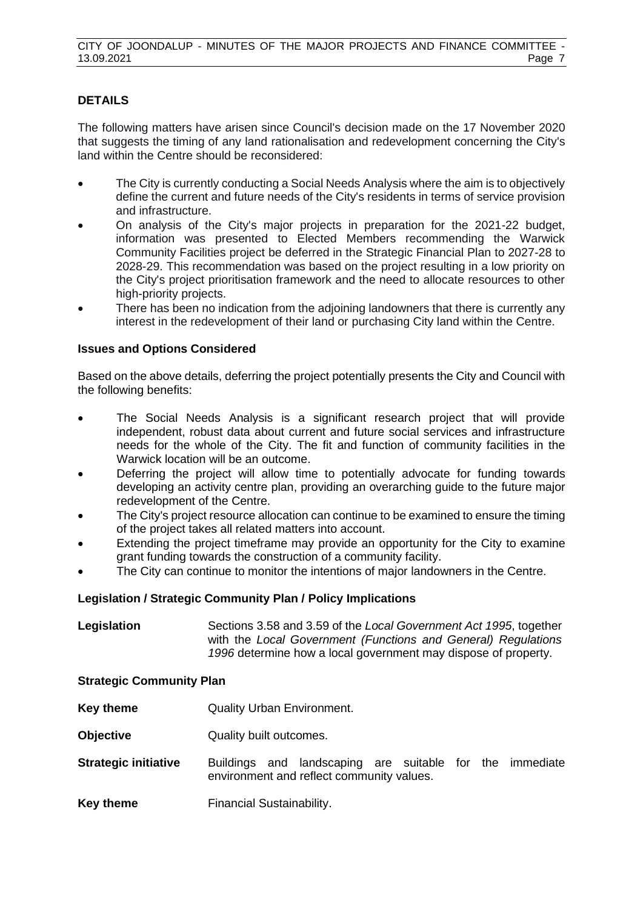## DETAILS

The following matters have arisen since Council's decision made on the 17 November 2020 that suggests the timing of any land rationalisation and redevelopment concerning the City's land within the Centre should be reconsidered:

- The City is currently conducting a Social Needs Analysis where the aim is to objectively define the current and future needs of the City's residents in terms of service provision and infrastructure.
- On analysis of the City's major projects in preparation for the 2021-22 budget, information was presented to Elected Members recommending the Warwick Community Facilities project be deferred in the Strategic Financial Plan to 2027-28 to 2028-29. This recommendation was based on the project resulting in a low priority on the City's project prioritisation framework and the need to allocate resources to other high-priority projects.
- There has been no indication from the adjoining landowners that there is currently any interest in the redevelopment of their land or purchasing City land within the Centre.

### Issues and Options Considered

Based on the above details, deferring the project potentially presents the City and Council with the following benefits:

- The Social Needs Analysis is a significant research project that will provide independent, robust data about current and future social services and infrastructure needs for the whole of the City. The fit and function of community facilities in the Warwick location will be an outcome.
- Deferring the project will allow time to potentially advocate for funding towards developing an activity centre plan, providing an overarching guide to the future major redevelopment of the Centre.
- The City's project resource allocation can continue to be examined to ensure the timing of the project takes all related matters into account.
- Extending the project timeframe may provide an opportunity for the City to examine grant funding towards the construction of a community facility.
- The City can continue to monitor the intentions of major landowners in the Centre.

### Legislation / Strategic Community Plan / Policy Implications

**Legislation** Sections 3.58 and 3.59 of the *Local Government Act 1995*, together with the *Local Government (Functions and General) Regulations 1996* determine how a local government may dispose of property.

### Strategic Community Plan

**Key theme** Quality Urban Environment.

**Objective** Quality built outcomes.

**Strategic initiative** Buildings and landscaping are suitable for the immediate environment and reflect community values.

**Key theme** Financial Sustainability.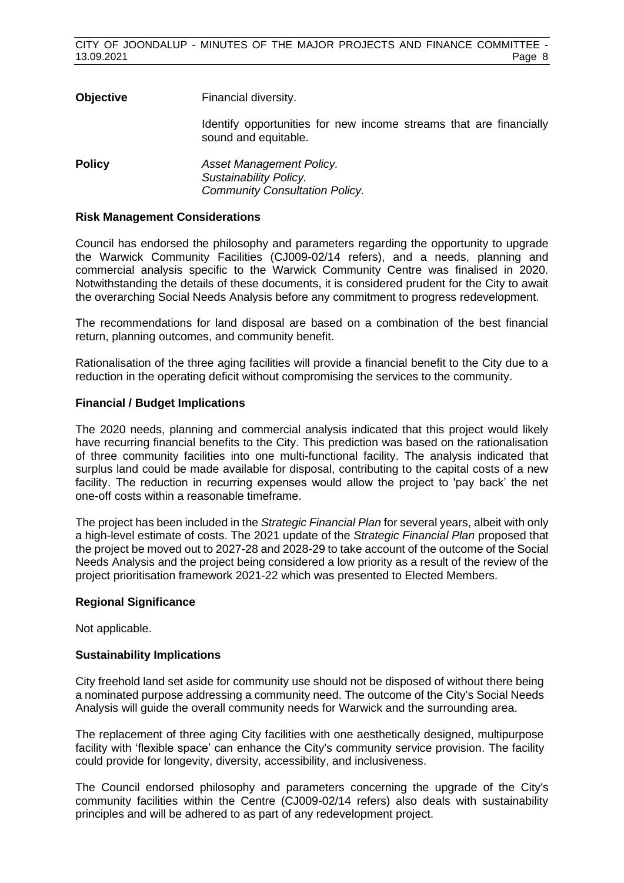| | |
|---|---|
| **Objective** | Financial diversity. |
| | Identify opportunities for new income streams that are financially sound and equitable. |
| **Policy** | *Asset Management Policy.* *Sustainability Policy.* *Community Consultation Policy.* |

### Risk Management Considerations

Council has endorsed the philosophy and parameters regarding the opportunity to upgrade the Warwick Community Facilities (CJ009-02/14 refers), and a needs, planning and commercial analysis specific to the Warwick Community Centre was finalised in 2020. Notwithstanding the details of these documents, it is considered prudent for the City to await the overarching Social Needs Analysis before any commitment to progress redevelopment.

The recommendations for land disposal are based on a combination of the best financial return, planning outcomes, and community benefit.

Rationalisation of the three aging facilities will provide a financial benefit to the City due to a reduction in the operating deficit without compromising the services to the community.

### Financial / Budget Implications

The 2020 needs, planning and commercial analysis indicated that this project would likely have recurring financial benefits to the City. This prediction was based on the rationalisation of three community facilities into one multi-functional facility. The analysis indicated that surplus land could be made available for disposal, contributing to the capital costs of a new facility. The reduction in recurring expenses would allow the project to 'pay back' the net one-off costs within a reasonable timeframe.

The project has been included in the *Strategic Financial Plan* for several years, albeit with only a high-level estimate of costs. The 2021 update of the *Strategic Financial Plan* proposed that the project be moved out to 2027-28 and 2028-29 to take account of the outcome of the Social Needs Analysis and the project being considered a low priority as a result of the review of the project prioritisation framework 2021-22 which was presented to Elected Members.

### Regional Significance

Not applicable.

### Sustainability Implications

City freehold land set aside for community use should not be disposed of without there being a nominated purpose addressing a community need. The outcome of the City's Social Needs Analysis will guide the overall community needs for Warwick and the surrounding area.

The replacement of three aging City facilities with one aesthetically designed, multipurpose facility with 'flexible space' can enhance the City's community service provision. The facility could provide for longevity, diversity, accessibility, and inclusiveness.

The Council endorsed philosophy and parameters concerning the upgrade of the City's community facilities within the Centre (CJ009-02/14 refers) also deals with sustainability principles and will be adhered to as part of any redevelopment project.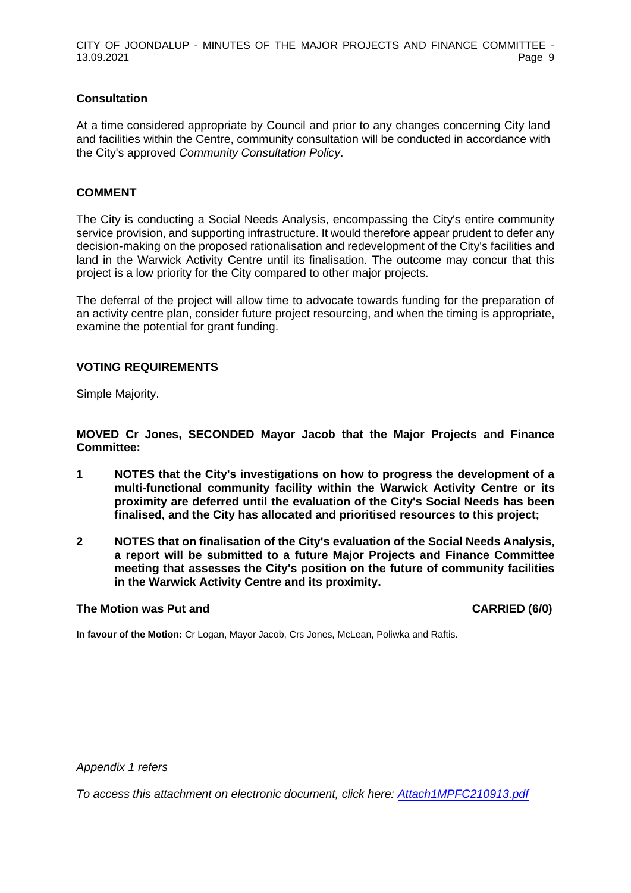### Consultation

At a time considered appropriate by Council and prior to any changes concerning City land and facilities within the Centre, community consultation will be conducted in accordance with the City's approved *Community Consultation Policy*.

### COMMENT

The City is conducting a Social Needs Analysis, encompassing the City's entire community service provision, and supporting infrastructure. It would therefore appear prudent to defer any decision-making on the proposed rationalisation and redevelopment of the City's facilities and land in the Warwick Activity Centre until its finalisation. The outcome may concur that this project is a low priority for the City compared to other major projects.

The deferral of the project will allow time to advocate towards funding for the preparation of an activity centre plan, consider future project resourcing, and when the timing is appropriate, examine the potential for grant funding.

### VOTING REQUIREMENTS

Simple Majority.

**MOVED Cr Jones, SECONDED Mayor Jacob that the Major Projects and Finance Committee:**

1. **NOTES that the City's investigations on how to progress the development of a multi-functional community facility within the Warwick Activity Centre or its proximity are deferred until the evaluation of the City's Social Needs has been finalised, and the City has allocated and prioritised resources to this project;**
2. **NOTES that on finalisation of the City's evaluation of the Social Needs Analysis, a report will be submitted to a future Major Projects and Finance Committee meeting that assesses the City's position on the future of community facilities in the Warwick Activity Centre and its proximity.**

**The Motion was Put and CARRIED (6/0)**

**In favour of the Motion:** Cr Logan, Mayor Jacob, Crs Jones, McLean, Poliwka and Raftis.

*Appendix 1 refers*

*To access this attachment on electronic document, click here: Attach1MPFC210913.pdf*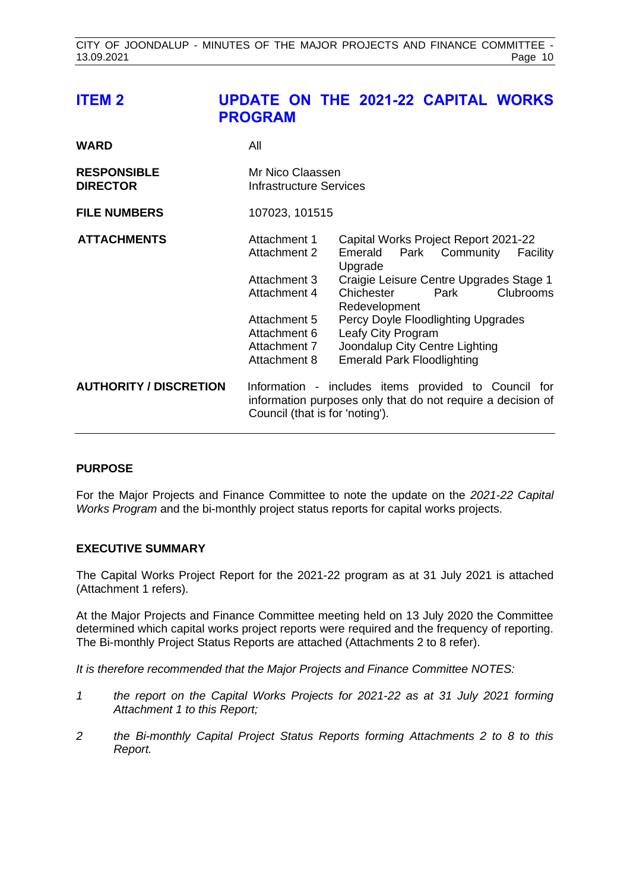## ITEM 2 UPDATE ON THE 2021-22 CAPITAL WORKS PROGRAM

| | | |
|---|---|---|
| **WARD** | All | |
| **RESPONSIBLE DIRECTOR** | Mr Nico Claassen<br>Infrastructure Services | |
| **FILE NUMBERS** | 107023, 101515 | |
| **ATTACHMENTS** | Attachment 1 | Capital Works Project Report 2021-22 |
| | Attachment 2 | Emerald Park Community Facility Upgrade |
| | Attachment 3 | Craigie Leisure Centre Upgrades Stage 1 |
| | Attachment 4 | Chichester Park Clubrooms Redevelopment |
| | Attachment 5 | Percy Doyle Floodlighting Upgrades |
| | Attachment 6 | Leafy City Program |
| | Attachment 7 | Joondalup City Centre Lighting |
| | Attachment 8 | Emerald Park Floodlighting |
| **AUTHORITY / DISCRETION** | Information - includes items provided to Council for information purposes only that do not require a decision of Council (that is for 'noting'). | |

### PURPOSE

For the Major Projects and Finance Committee to note the update on the *2021-22 Capital Works Program* and the bi-monthly project status reports for capital works projects.

### EXECUTIVE SUMMARY

The Capital Works Project Report for the 2021-22 program as at 31 July 2021 is attached (Attachment 1 refers).

At the Major Projects and Finance Committee meeting held on 13 July 2020 the Committee determined which capital works project reports were required and the frequency of reporting. The Bi-monthly Project Status Reports are attached (Attachments 2 to 8 refer).

*It is therefore recommended that the Major Projects and Finance Committee NOTES:*

1. *the report on the Capital Works Projects for 2021-22 as at 31 July 2021 forming Attachment 1 to this Report;*
2. *the Bi-monthly Capital Project Status Reports forming Attachments 2 to 8 to this Report.*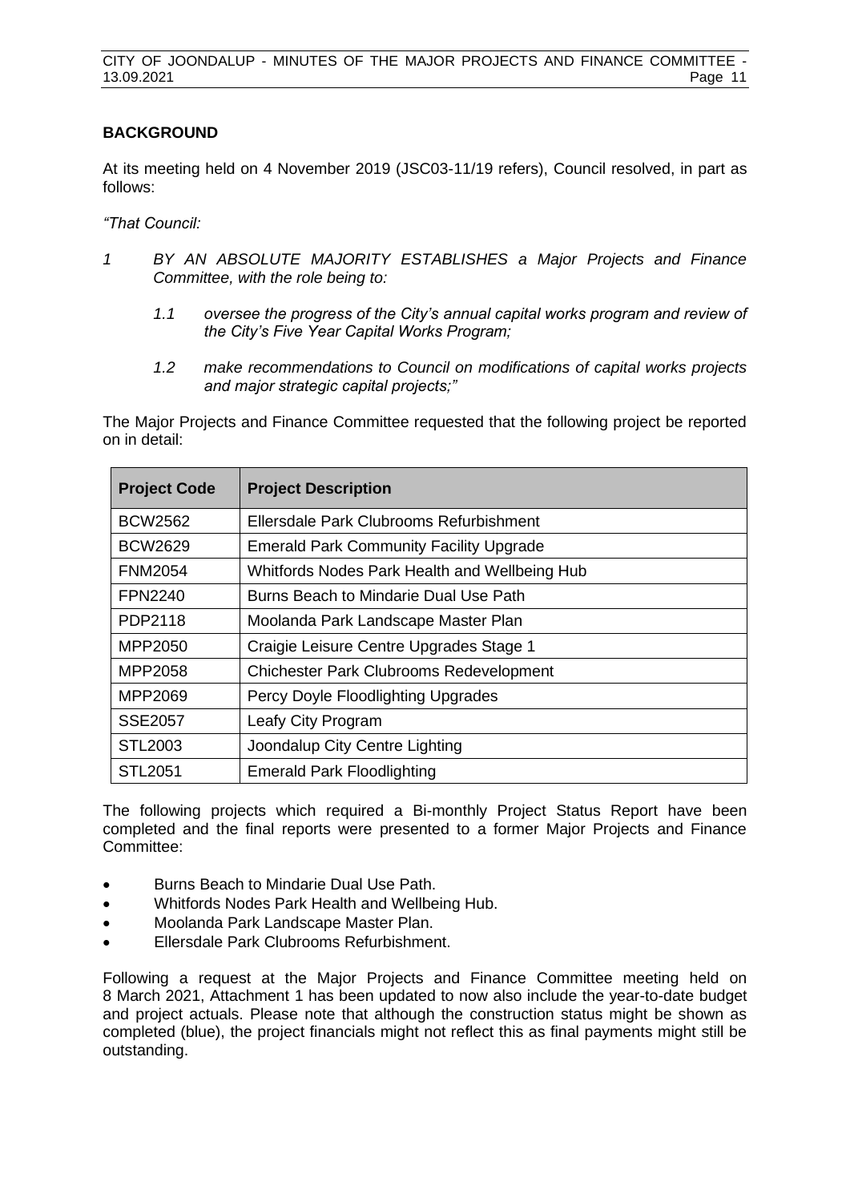**BACKGROUND**

At its meeting held on 4 November 2019 (JSC03-11/19 refers), Council resolved, in part as follows:

*"That Council:*

*1 BY AN ABSOLUTE MAJORITY ESTABLISHES a Major Projects and Finance Committee, with the role being to:*

*1.1 oversee the progress of the City's annual capital works program and review of the City's Five Year Capital Works Program;*

*1.2 make recommendations to Council on modifications of capital works projects and major strategic capital projects;"*

The Major Projects and Finance Committee requested that the following project be reported on in detail:

| Project Code | Project Description |
|---|---|
| BCW2562 | Ellersdale Park Clubrooms Refurbishment |
| BCW2629 | Emerald Park Community Facility Upgrade |
| FNM2054 | Whitfords Nodes Park Health and Wellbeing Hub |
| FPN2240 | Burns Beach to Mindarie Dual Use Path |
| PDP2118 | Moolanda Park Landscape Master Plan |
| MPP2050 | Craigie Leisure Centre Upgrades Stage 1 |
| MPP2058 | Chichester Park Clubrooms Redevelopment |
| MPP2069 | Percy Doyle Floodlighting Upgrades |
| SSE2057 | Leafy City Program |
| STL2003 | Joondalup City Centre Lighting |
| STL2051 | Emerald Park Floodlighting |

The following projects which required a Bi-monthly Project Status Report have been completed and the final reports were presented to a former Major Projects and Finance Committee:

- Burns Beach to Mindarie Dual Use Path.
- Whitfords Nodes Park Health and Wellbeing Hub.
- Moolanda Park Landscape Master Plan.
- Ellersdale Park Clubrooms Refurbishment.

Following a request at the Major Projects and Finance Committee meeting held on 8 March 2021, Attachment 1 has been updated to now also include the year-to-date budget and project actuals. Please note that although the construction status might be shown as completed (blue), the project financials might not reflect this as final payments might still be outstanding.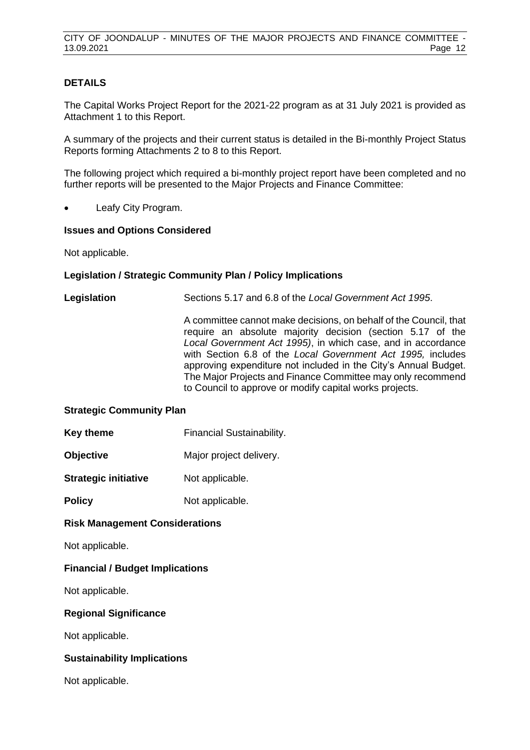## DETAILS

The Capital Works Project Report for the 2021-22 program as at 31 July 2021 is provided as Attachment 1 to this Report.

A summary of the projects and their current status is detailed in the Bi-monthly Project Status Reports forming Attachments 2 to 8 to this Report.

The following project which required a bi-monthly project report have been completed and no further reports will be presented to the Major Projects and Finance Committee:

- Leafy City Program.

### Issues and Options Considered

Not applicable.

### Legislation / Strategic Community Plan / Policy Implications

**Legislation** Sections 5.17 and 6.8 of the *Local Government Act 1995*.

A committee cannot make decisions, on behalf of the Council, that require an absolute majority decision (section 5.17 of the *Local Government Act 1995)*, in which case, and in accordance with Section 6.8 of the *Local Government Act 1995,* includes approving expenditure not included in the City's Annual Budget. The Major Projects and Finance Committee may only recommend to Council to approve or modify capital works projects.

### Strategic Community Plan

**Key theme** Financial Sustainability.

**Objective** Major project delivery.

**Strategic initiative** Not applicable.

**Policy** Not applicable.

### Risk Management Considerations

Not applicable.

### Financial / Budget Implications

Not applicable.

### Regional Significance

Not applicable.

### Sustainability Implications

Not applicable.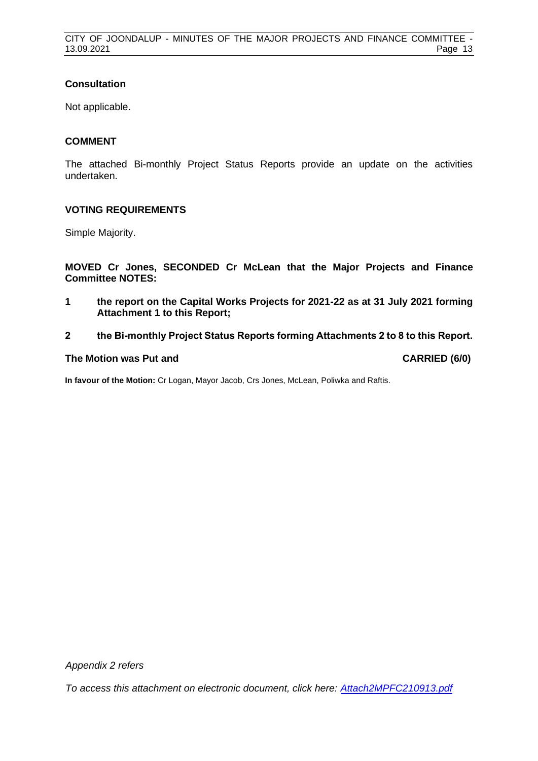**Consultation**

Not applicable.

**COMMENT**

The attached Bi-monthly Project Status Reports provide an update on the activities undertaken.

**VOTING REQUIREMENTS**

Simple Majority.

**MOVED Cr Jones, SECONDED Cr McLean that the Major Projects and Finance Committee NOTES:**

**1 the report on the Capital Works Projects for 2021-22 as at 31 July 2021 forming Attachment 1 to this Report;**

**2 the Bi-monthly Project Status Reports forming Attachments 2 to 8 to this Report.**

**The Motion was Put and CARRIED (6/0)**

**In favour of the Motion:** Cr Logan, Mayor Jacob, Crs Jones, McLean, Poliwka and Raftis.

*Appendix 2 refers*

*To access this attachment on electronic document, click here: [Attach2MPFC210913.pdf](Attach2MPFC210913.pdf)*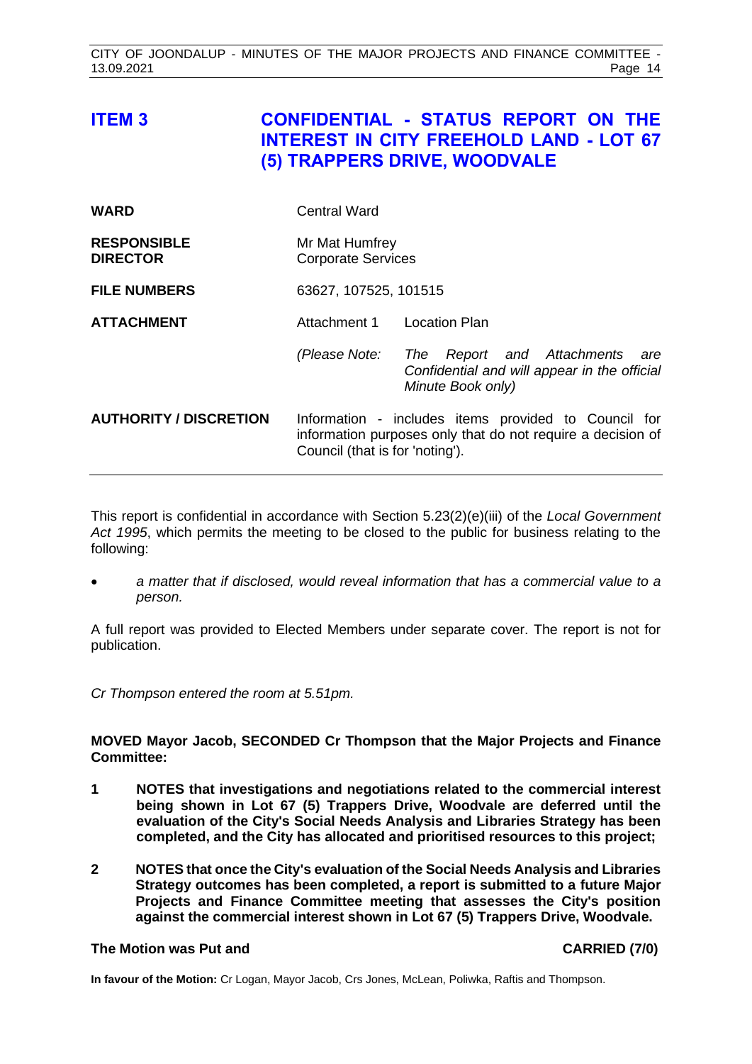# ITEM 3 CONFIDENTIAL - STATUS REPORT ON THE INTEREST IN CITY FREEHOLD LAND - LOT 67 (5) TRAPPERS DRIVE, WOODVALE

| | | |
|---|---|---|
| **WARD** | Central Ward | |
| **RESPONSIBLE DIRECTOR** | Mr Mat Humfrey<br>Corporate Services | |
| **FILE NUMBERS** | 63627, 107525, 101515 | |
| **ATTACHMENT** | Attachment 1 | Location Plan |
| | *(Please Note:* | *The Report and Attachments are Confidential and will appear in the official Minute Book only)* |
| **AUTHORITY / DISCRETION** | Information - includes items provided to Council for information purposes only that do not require a decision of Council (that is for 'noting'). | |

This report is confidential in accordance with Section 5.23(2)(e)(iii) of the *Local Government Act 1995*, which permits the meeting to be closed to the public for business relating to the following:

- *a matter that if disclosed, would reveal information that has a commercial value to a person.*

A full report was provided to Elected Members under separate cover. The report is not for publication.

*Cr Thompson entered the room at 5.51pm.*

**MOVED Mayor Jacob, SECONDED Cr Thompson that the Major Projects and Finance Committee:**

1. **NOTES that investigations and negotiations related to the commercial interest being shown in Lot 67 (5) Trappers Drive, Woodvale are deferred until the evaluation of the City's Social Needs Analysis and Libraries Strategy has been completed, and the City has allocated and prioritised resources to this project;**

2. **NOTES that once the City's evaluation of the Social Needs Analysis and Libraries Strategy outcomes has been completed, a report is submitted to a future Major Projects and Finance Committee meeting that assesses the City's position against the commercial interest shown in Lot 67 (5) Trappers Drive, Woodvale.**

**The Motion was Put and CARRIED (7/0)**

**In favour of the Motion:** Cr Logan, Mayor Jacob, Crs Jones, McLean, Poliwka, Raftis and Thompson.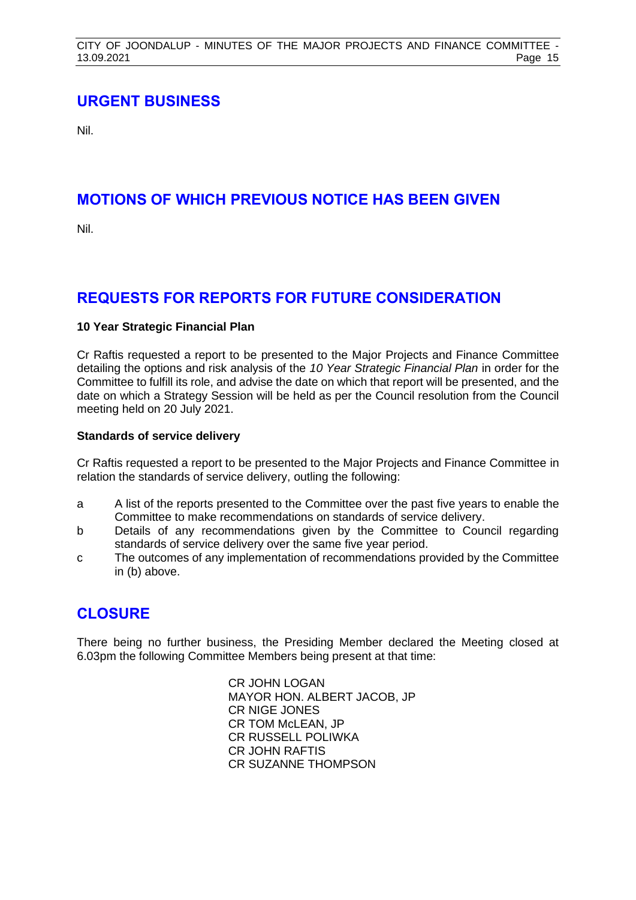## URGENT BUSINESS

Nil.

## MOTIONS OF WHICH PREVIOUS NOTICE HAS BEEN GIVEN

Nil.

## REQUESTS FOR REPORTS FOR FUTURE CONSIDERATION

**10 Year Strategic Financial Plan**

Cr Raftis requested a report to be presented to the Major Projects and Finance Committee detailing the options and risk analysis of the *10 Year Strategic Financial Plan* in order for the Committee to fulfill its role, and advise the date on which that report will be presented, and the date on which a Strategy Session will be held as per the Council resolution from the Council meeting held on 20 July 2021.

**Standards of service delivery**

Cr Raftis requested a report to be presented to the Major Projects and Finance Committee in relation the standards of service delivery, outling the following:

a A list of the reports presented to the Committee over the past five years to enable the Committee to make recommendations on standards of service delivery.

b Details of any recommendations given by the Committee to Council regarding standards of service delivery over the same five year period.

c The outcomes of any implementation of recommendations provided by the Committee in (b) above.

## CLOSURE

There being no further business, the Presiding Member declared the Meeting closed at 6.03pm the following Committee Members being present at that time:

CR JOHN LOGAN
MAYOR HON. ALBERT JACOB, JP
CR NIGE JONES
CR TOM McLEAN, JP
CR RUSSELL POLIWKA
CR JOHN RAFTIS
CR SUZANNE THOMPSON